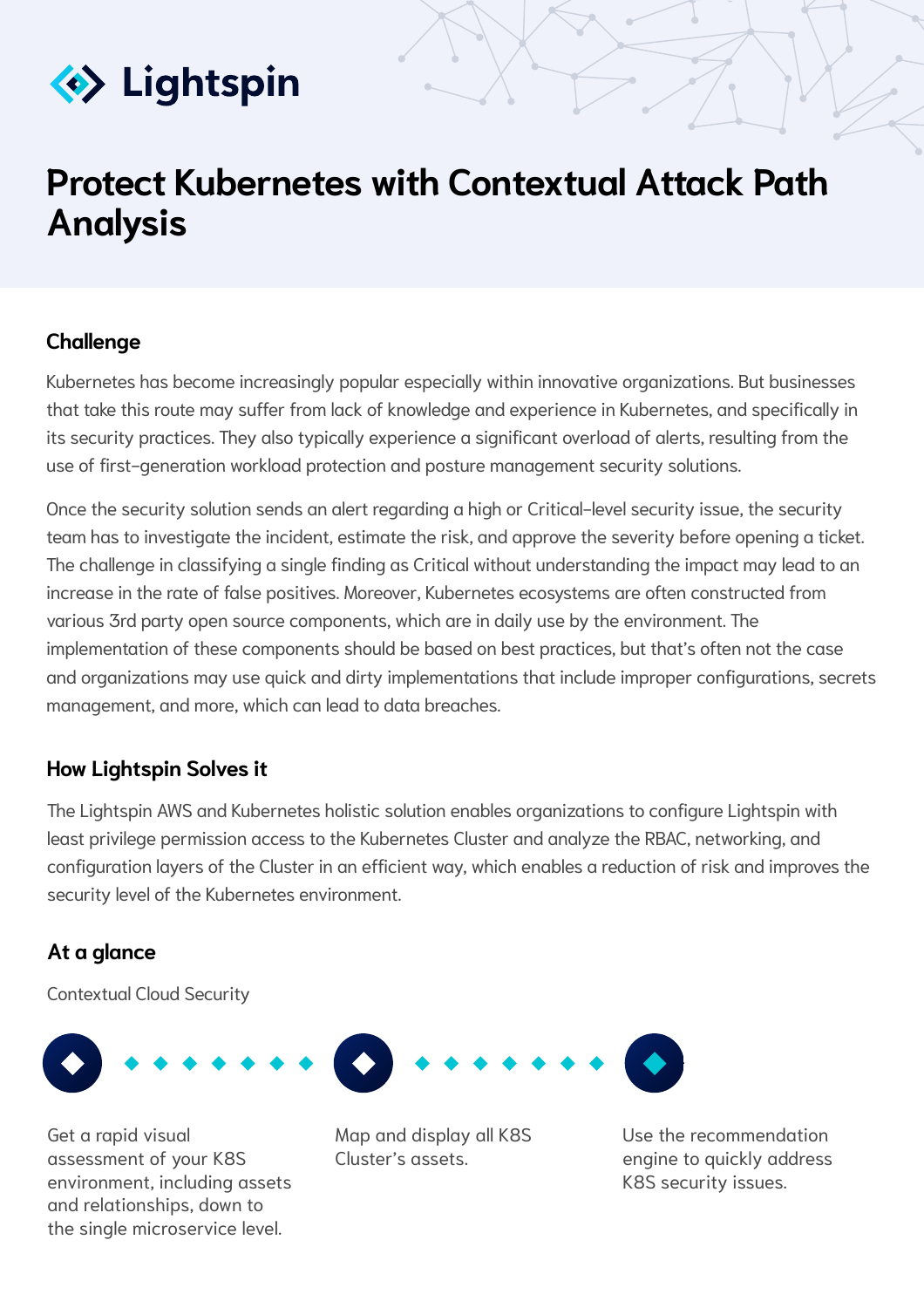Lightspin

# Protect Kubernetes with Contextual Attack Path Analysis

## Challenge

Kubernetes has become increasingly popular especially within innovative organizations. But businesses that take this route may suffer from lack of knowledge and experience in Kubernetes, and specifically in its security practices. They also typically experience a significant overload of alerts, resulting from the use of first-generation workload protection and posture management security solutions.

Once the security solution sends an alert regarding a high or Critical-level security issue, the security team has to investigate the incident, estimate the risk, and approve the severity before opening a ticket. The challenge in classifying a single finding as Critical without understanding the impact may lead to an increase in the rate of false positives. Moreover, Kubernetes ecosystems are often constructed from various 3rd party open source components, which are in daily use by the environment. The implementation of these components should be based on best practices, but that's often not the case and organizations may use quick and dirty implementations that include improper configurations, secrets management, and more, which can lead to data breaches.

## How Lightspin Solves it

The Lightspin AWS and Kubernetes holistic solution enables organizations to configure Lightspin with least privilege permission access to the Kubernetes Cluster and analyze the RBAC, networking, and configuration layers of the Cluster in an efficient way, which enables a reduction of risk and improves the security level of the Kubernetes environment.

## At a glance

Contextual Cloud Security

- Get a rapid visual assessment of your K8S environment, including assets and relationships, down to the single microservice level.
- Map and display all K8S Cluster's assets.
- Use the recommendation engine to quickly address K8S security issues.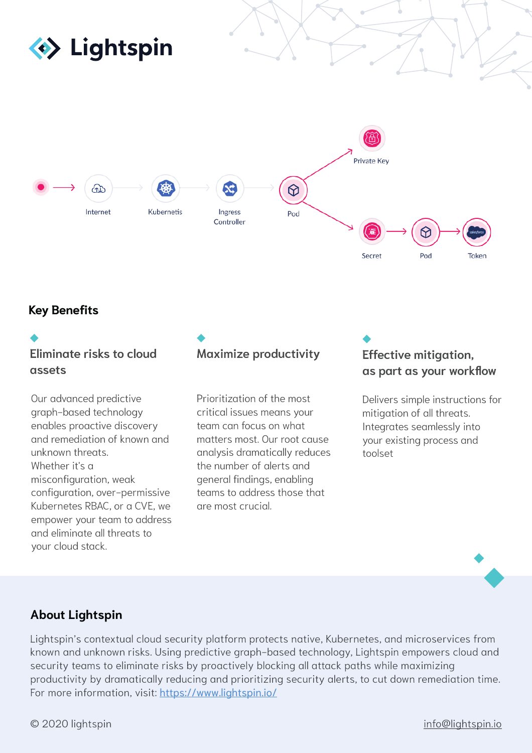# Lightspin

Internet
Kubernetis
Ingress Controller
Pod
Private Key
Secret
Pod
Token

## Key Benefits

### Eliminate risks to cloud assets

Our advanced predictive graph-based technology enables proactive discovery and remediation of known and unknown threats.
Whether it's a misconfiguration, weak configuration, over-permissive Kubernetes RBAC, or a CVE, we empower your team to address and eliminate all threats to your cloud stack.

### Maximize productivity

Prioritization of the most critical issues means your team can focus on what matters most. Our root cause analysis dramatically reduces the number of alerts and general findings, enabling teams to address those that are most crucial.

### Effective mitigation, as part as your workflow

Delivers simple instructions for mitigation of all threats. Integrates seamlessly into your existing process and toolset

## About Lightspin

Lightspin's contextual cloud security platform protects native, Kubernetes, and microservices from known and unknown risks. Using predictive graph-based technology, Lightspin empowers cloud and security teams to eliminate risks by proactively blocking all attack paths while maximizing productivity by dramatically reducing and prioritizing security alerts, to cut down remediation time. For more information, visit: [https://www.lightspin.io/](https://www.lightspin.io/)

© 2020 lightspin

info@lightspin.io